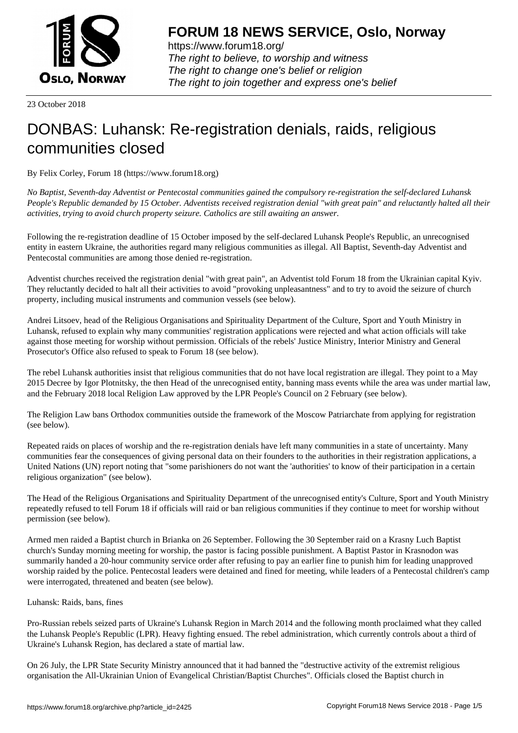# FORUM 18 NEWS SERVICE, Oslo, Norway

https://www.forum18.org/
*The right to believe, to worship and witness*
*The right to change one's belief or religion*
*The right to join together and express one's belief*

23 October 2018

# DONBAS: Luhansk: Re-registration denials, raids, religious communities closed

By Felix Corley, Forum 18 (https://www.forum18.org)

*No Baptist, Seventh-day Adventist or Pentecostal communities gained the compulsory re-registration the self-declared Luhansk People's Republic demanded by 15 October. Adventists received registration denial "with great pain" and reluctantly halted all their activities, trying to avoid church property seizure. Catholics are still awaiting an answer.*

Following the re-registration deadline of 15 October imposed by the self-declared Luhansk People's Republic, an unrecognised entity in eastern Ukraine, the authorities regard many religious communities as illegal. All Baptist, Seventh-day Adventist and Pentecostal communities are among those denied re-registration.

Adventist churches received the registration denial "with great pain", an Adventist told Forum 18 from the Ukrainian capital Kyiv. They reluctantly decided to halt all their activities to avoid "provoking unpleasantness" and to try to avoid the seizure of church property, including musical instruments and communion vessels (see below).

Andrei Litsoev, head of the Religious Organisations and Spirituality Department of the Culture, Sport and Youth Ministry in Luhansk, refused to explain why many communities' registration applications were rejected and what action officials will take against those meeting for worship without permission. Officials of the rebels' Justice Ministry, Interior Ministry and General Prosecutor's Office also refused to speak to Forum 18 (see below).

The rebel Luhansk authorities insist that religious communities that do not have local registration are illegal. They point to a May 2015 Decree by Igor Plotnitsky, the then Head of the unrecognised entity, banning mass events while the area was under martial law, and the February 2018 local Religion Law approved by the LPR People's Council on 2 February (see below).

The Religion Law bans Orthodox communities outside the framework of the Moscow Patriarchate from applying for registration (see below).

Repeated raids on places of worship and the re-registration denials have left many communities in a state of uncertainty. Many communities fear the consequences of giving personal data on their founders to the authorities in their registration applications, a United Nations (UN) report noting that "some parishioners do not want the 'authorities' to know of their participation in a certain religious organization" (see below).

The Head of the Religious Organisations and Spirituality Department of the unrecognised entity's Culture, Sport and Youth Ministry repeatedly refused to tell Forum 18 if officials will raid or ban religious communities if they continue to meet for worship without permission (see below).

Armed men raided a Baptist church in Brianka on 26 September. Following the 30 September raid on a Krasny Luch Baptist church's Sunday morning meeting for worship, the pastor is facing possible punishment. A Baptist Pastor in Krasnodon was summarily handed a 20-hour community service order after refusing to pay an earlier fine to punish him for leading unapproved worship raided by the police. Pentecostal leaders were detained and fined for meeting, while leaders of a Pentecostal children's camp were interrogated, threatened and beaten (see below).

Luhansk: Raids, bans, fines

Pro-Russian rebels seized parts of Ukraine's Luhansk Region in March 2014 and the following month proclaimed what they called the Luhansk People's Republic (LPR). Heavy fighting ensued. The rebel administration, which currently controls about a third of Ukraine's Luhansk Region, has declared a state of martial law.

On 26 July, the LPR State Security Ministry announced that it had banned the "destructive activity of the extremist religious organisation the All-Ukrainian Union of Evangelical Christian/Baptist Churches". Officials closed the Baptist church in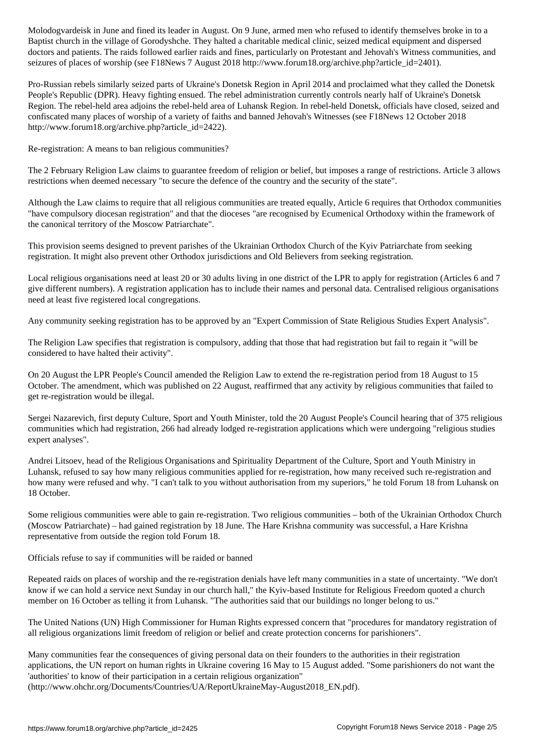Molodogvardeisk in June and fined its leader in August. On 9 June, armed men who refused to identify themselves broke in to a Baptist church in the village of Gorodyshche. They halted a charitable medical clinic, seized medical equipment and dispersed doctors and patients. The raids followed earlier raids and fines, particularly on Protestant and Jehovah's Witness communities, and seizures of places of worship (see F18News 7 August 2018 http://www.forum18.org/archive.php?article_id=2401).

Pro-Russian rebels similarly seized parts of Ukraine's Donetsk Region in April 2014 and proclaimed what they called the Donetsk People's Republic (DPR). Heavy fighting ensued. The rebel administration currently controls nearly half of Ukraine's Donetsk Region. The rebel-held area adjoins the rebel-held area of Luhansk Region. In rebel-held Donetsk, officials have closed, seized and confiscated many places of worship of a variety of faiths and banned Jehovah's Witnesses (see F18News 12 October 2018 http://www.forum18.org/archive.php?article_id=2422).

## Re-registration: A means to ban religious communities?

The 2 February Religion Law claims to guarantee freedom of religion or belief, but imposes a range of restrictions. Article 3 allows restrictions when deemed necessary "to secure the defence of the country and the security of the state".

Although the Law claims to require that all religious communities are treated equally, Article 6 requires that Orthodox communities "have compulsory diocesan registration" and that the dioceses "are recognised by Ecumenical Orthodoxy within the framework of the canonical territory of the Moscow Patriarchate".

This provision seems designed to prevent parishes of the Ukrainian Orthodox Church of the Kyiv Patriarchate from seeking registration. It might also prevent other Orthodox jurisdictions and Old Believers from seeking registration.

Local religious organisations need at least 20 or 30 adults living in one district of the LPR to apply for registration (Articles 6 and 7 give different numbers). A registration application has to include their names and personal data. Centralised religious organisations need at least five registered local congregations.

Any community seeking registration has to be approved by an "Expert Commission of State Religious Studies Expert Analysis".

The Religion Law specifies that registration is compulsory, adding that those that had registration but fail to regain it "will be considered to have halted their activity".

On 20 August the LPR People's Council amended the Religion Law to extend the re-registration period from 18 August to 15 October. The amendment, which was published on 22 August, reaffirmed that any activity by religious communities that failed to get re-registration would be illegal.

Sergei Nazarevich, first deputy Culture, Sport and Youth Minister, told the 20 August People's Council hearing that of 375 religious communities which had registration, 266 had already lodged re-registration applications which were undergoing "religious studies expert analyses".

Andrei Litsoev, head of the Religious Organisations and Spirituality Department of the Culture, Sport and Youth Ministry in Luhansk, refused to say how many religious communities applied for re-registration, how many received such re-registration and how many were refused and why. "I can't talk to you without authorisation from my superiors," he told Forum 18 from Luhansk on 18 October.

Some religious communities were able to gain re-registration. Two religious communities – both of the Ukrainian Orthodox Church (Moscow Patriarchate) – had gained registration by 18 June. The Hare Krishna community was successful, a Hare Krishna representative from outside the region told Forum 18.

## Officials refuse to say if communities will be raided or banned

Repeated raids on places of worship and the re-registration denials have left many communities in a state of uncertainty. "We don't know if we can hold a service next Sunday in our church hall," the Kyiv-based Institute for Religious Freedom quoted a church member on 16 October as telling it from Luhansk. "The authorities said that our buildings no longer belong to us."

The United Nations (UN) High Commissioner for Human Rights expressed concern that "procedures for mandatory registration of all religious organizations limit freedom of religion or belief and create protection concerns for parishioners".

Many communities fear the consequences of giving personal data on their founders to the authorities in their registration applications, the UN report on human rights in Ukraine covering 16 May to 15 August added. "Some parishioners do not want the 'authorities' to know of their participation in a certain religious organization" (http://www.ohchr.org/Documents/Countries/UA/ReportUkraineMay-August2018_EN.pdf).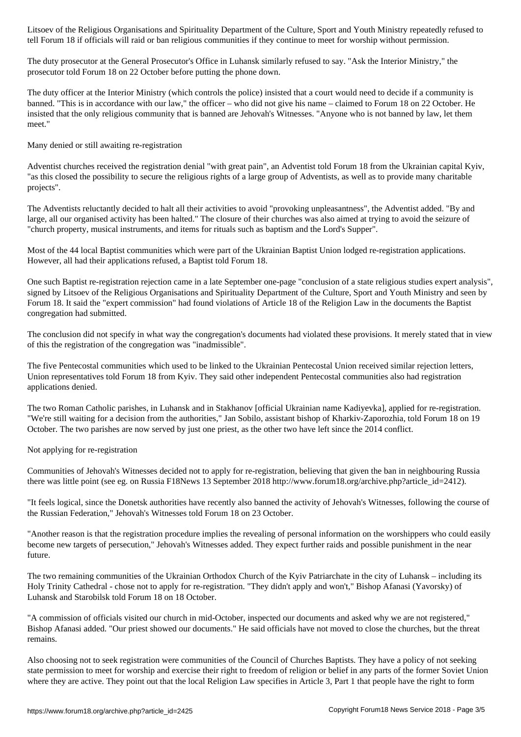Litsoev of the Religious Organisations and Spirituality Department of the Culture, Sport and Youth Ministry repeatedly refused to tell Forum 18 if officials will raid or ban religious communities if they continue to meet for worship without permission.

The duty prosecutor at the General Prosecutor's Office in Luhansk similarly refused to say. "Ask the Interior Ministry," the prosecutor told Forum 18 on 22 October before putting the phone down.

The duty officer at the Interior Ministry (which controls the police) insisted that a court would need to decide if a community is banned. "This is in accordance with our law," the officer – who did not give his name – claimed to Forum 18 on 22 October. He insisted that the only religious community that is banned are Jehovah's Witnesses. "Anyone who is not banned by law, let them meet."

## Many denied or still awaiting re-registration

Adventist churches received the registration denial "with great pain", an Adventist told Forum 18 from the Ukrainian capital Kyiv, "as this closed the possibility to secure the religious rights of a large group of Adventists, as well as to provide many charitable projects".

The Adventists reluctantly decided to halt all their activities to avoid "provoking unpleasantness", the Adventist added. "By and large, all our organised activity has been halted." The closure of their churches was also aimed at trying to avoid the seizure of "church property, musical instruments, and items for rituals such as baptism and the Lord's Supper".

Most of the 44 local Baptist communities which were part of the Ukrainian Baptist Union lodged re-registration applications. However, all had their applications refused, a Baptist told Forum 18.

One such Baptist re-registration rejection came in a late September one-page "conclusion of a state religious studies expert analysis", signed by Litsoev of the Religious Organisations and Spirituality Department of the Culture, Sport and Youth Ministry and seen by Forum 18. It said the "expert commission" had found violations of Article 18 of the Religion Law in the documents the Baptist congregation had submitted.

The conclusion did not specify in what way the congregation's documents had violated these provisions. It merely stated that in view of this the registration of the congregation was "inadmissible".

The five Pentecostal communities which used to be linked to the Ukrainian Pentecostal Union received similar rejection letters, Union representatives told Forum 18 from Kyiv. They said other independent Pentecostal communities also had registration applications denied.

The two Roman Catholic parishes, in Luhansk and in Stakhanov [official Ukrainian name Kadiyevka], applied for re-registration. "We're still waiting for a decision from the authorities," Jan Sobilo, assistant bishop of Kharkiv-Zaporozhia, told Forum 18 on 19 October. The two parishes are now served by just one priest, as the other two have left since the 2014 conflict.

## Not applying for re-registration

Communities of Jehovah's Witnesses decided not to apply for re-registration, believing that given the ban in neighbouring Russia there was little point (see eg. on Russia F18News 13 September 2018 http://www.forum18.org/archive.php?article_id=2412).

"It feels logical, since the Donetsk authorities have recently also banned the activity of Jehovah's Witnesses, following the course of the Russian Federation," Jehovah's Witnesses told Forum 18 on 23 October.

"Another reason is that the registration procedure implies the revealing of personal information on the worshippers who could easily become new targets of persecution," Jehovah's Witnesses added. They expect further raids and possible punishment in the near future.

The two remaining communities of the Ukrainian Orthodox Church of the Kyiv Patriarchate in the city of Luhansk – including its Holy Trinity Cathedral - chose not to apply for re-registration. "They didn't apply and won't," Bishop Afanasi (Yavorsky) of Luhansk and Starobilsk told Forum 18 on 18 October.

"A commission of officials visited our church in mid-October, inspected our documents and asked why we are not registered," Bishop Afanasi added. "Our priest showed our documents." He said officials have not moved to close the churches, but the threat remains.

Also choosing not to seek registration were communities of the Council of Churches Baptists. They have a policy of not seeking state permission to meet for worship and exercise their right to freedom of religion or belief in any parts of the former Soviet Union where they are active. They point out that the local Religion Law specifies in Article 3, Part 1 that people have the right to form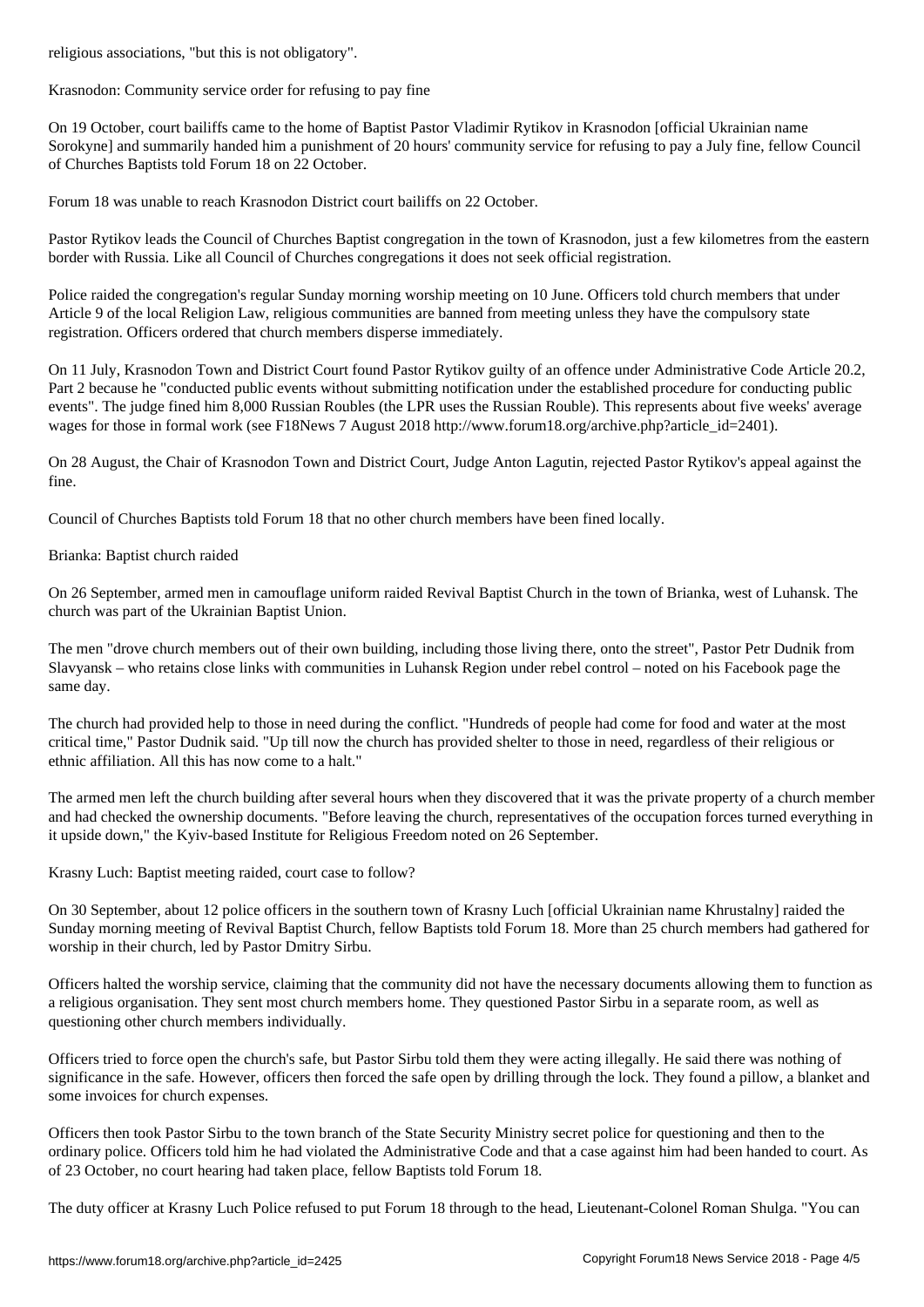religious associations, "but this is not obligatory".

## Krasnodon: Community service order for refusing to pay fine

On 19 October, court bailiffs came to the home of Baptist Pastor Vladimir Rytikov in Krasnodon [official Ukrainian name Sorokyne] and summarily handed him a punishment of 20 hours' community service for refusing to pay a July fine, fellow Council of Churches Baptists told Forum 18 on 22 October.

Forum 18 was unable to reach Krasnodon District court bailiffs on 22 October.

Pastor Rytikov leads the Council of Churches Baptist congregation in the town of Krasnodon, just a few kilometres from the eastern border with Russia. Like all Council of Churches congregations it does not seek official registration.

Police raided the congregation's regular Sunday morning worship meeting on 10 June. Officers told church members that under Article 9 of the local Religion Law, religious communities are banned from meeting unless they have the compulsory state registration. Officers ordered that church members disperse immediately.

On 11 July, Krasnodon Town and District Court found Pastor Rytikov guilty of an offence under Administrative Code Article 20.2, Part 2 because he "conducted public events without submitting notification under the established procedure for conducting public events". The judge fined him 8,000 Russian Roubles (the LPR uses the Russian Rouble). This represents about five weeks' average wages for those in formal work (see F18News 7 August 2018 http://www.forum18.org/archive.php?article_id=2401).

On 28 August, the Chair of Krasnodon Town and District Court, Judge Anton Lagutin, rejected Pastor Rytikov's appeal against the fine.

Council of Churches Baptists told Forum 18 that no other church members have been fined locally.

## Brianka: Baptist church raided

On 26 September, armed men in camouflage uniform raided Revival Baptist Church in the town of Brianka, west of Luhansk. The church was part of the Ukrainian Baptist Union.

The men "drove church members out of their own building, including those living there, onto the street", Pastor Petr Dudnik from Slavyansk – who retains close links with communities in Luhansk Region under rebel control – noted on his Facebook page the same day.

The church had provided help to those in need during the conflict. "Hundreds of people had come for food and water at the most critical time," Pastor Dudnik said. "Up till now the church has provided shelter to those in need, regardless of their religious or ethnic affiliation. All this has now come to a halt."

The armed men left the church building after several hours when they discovered that it was the private property of a church member and had checked the ownership documents. "Before leaving the church, representatives of the occupation forces turned everything in it upside down," the Kyiv-based Institute for Religious Freedom noted on 26 September.

## Krasny Luch: Baptist meeting raided, court case to follow?

On 30 September, about 12 police officers in the southern town of Krasny Luch [official Ukrainian name Khrustalny] raided the Sunday morning meeting of Revival Baptist Church, fellow Baptists told Forum 18. More than 25 church members had gathered for worship in their church, led by Pastor Dmitry Sirbu.

Officers halted the worship service, claiming that the community did not have the necessary documents allowing them to function as a religious organisation. They sent most church members home. They questioned Pastor Sirbu in a separate room, as well as questioning other church members individually.

Officers tried to force open the church's safe, but Pastor Sirbu told them they were acting illegally. He said there was nothing of significance in the safe. However, officers then forced the safe open by drilling through the lock. They found a pillow, a blanket and some invoices for church expenses.

Officers then took Pastor Sirbu to the town branch of the State Security Ministry secret police for questioning and then to the ordinary police. Officers told him he had violated the Administrative Code and that a case against him had been handed to court. As of 23 October, no court hearing had taken place, fellow Baptists told Forum 18.

The duty officer at Krasny Luch Police refused to put Forum 18 through to the head, Lieutenant-Colonel Roman Shulga. "You can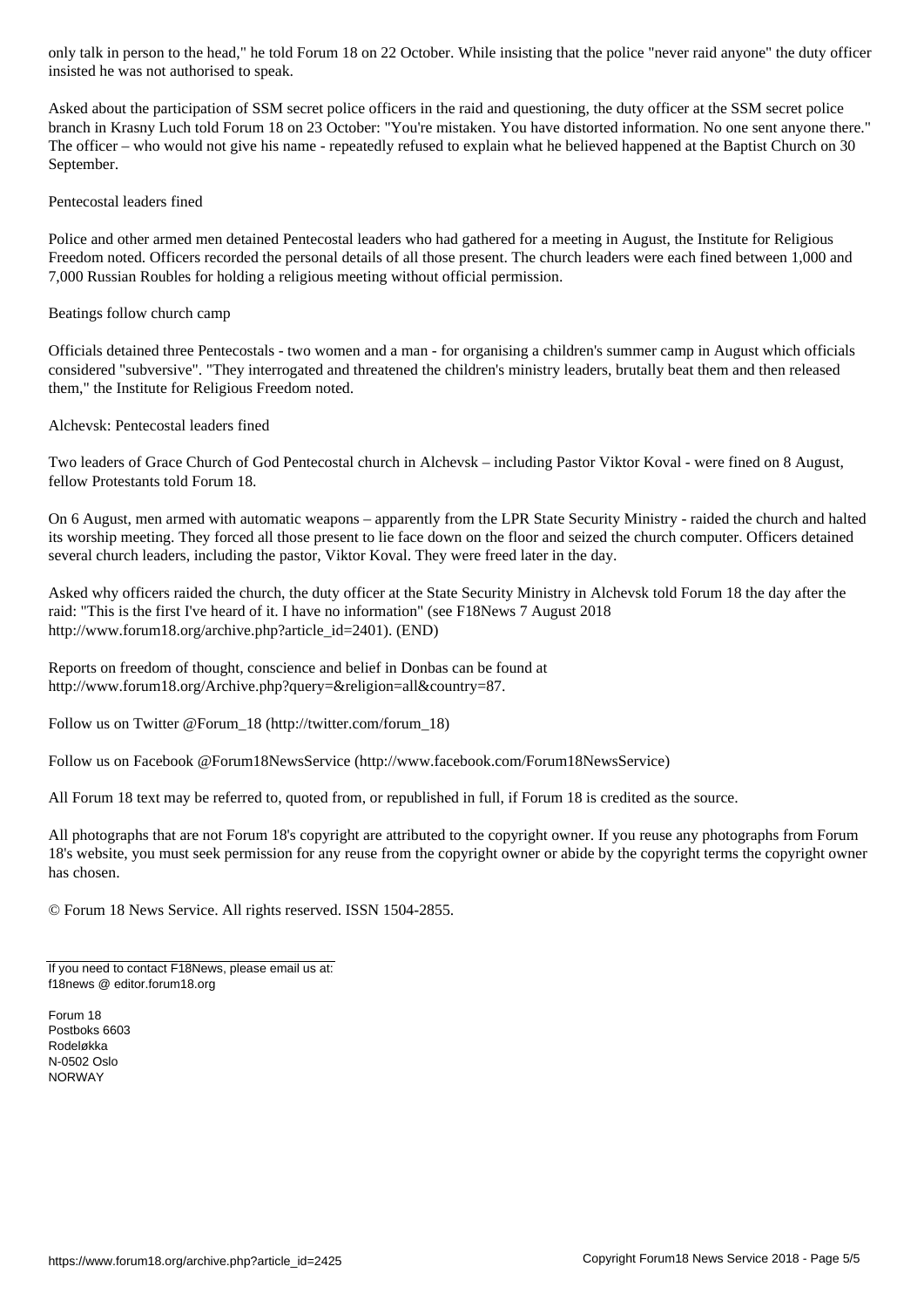only talk in person to the head," he told Forum 18 on 22 October. While insisting that the police "never raid anyone" the duty officer insisted he was not authorised to speak.

Asked about the participation of SSM secret police officers in the raid and questioning, the duty officer at the SSM secret police branch in Krasny Luch told Forum 18 on 23 October: "You're mistaken. You have distorted information. No one sent anyone there." The officer – who would not give his name - repeatedly refused to explain what he believed happened at the Baptist Church on 30 September.

### Pentecostal leaders fined

Police and other armed men detained Pentecostal leaders who had gathered for a meeting in August, the Institute for Religious Freedom noted. Officers recorded the personal details of all those present. The church leaders were each fined between 1,000 and 7,000 Russian Roubles for holding a religious meeting without official permission.

### Beatings follow church camp

Officials detained three Pentecostals - two women and a man - for organising a children's summer camp in August which officials considered "subversive". "They interrogated and threatened the children's ministry leaders, brutally beat them and then released them," the Institute for Religious Freedom noted.

### Alchevsk: Pentecostal leaders fined

Two leaders of Grace Church of God Pentecostal church in Alchevsk – including Pastor Viktor Koval - were fined on 8 August, fellow Protestants told Forum 18.

On 6 August, men armed with automatic weapons – apparently from the LPR State Security Ministry - raided the church and halted its worship meeting. They forced all those present to lie face down on the floor and seized the church computer. Officers detained several church leaders, including the pastor, Viktor Koval. They were freed later in the day.

Asked why officers raided the church, the duty officer at the State Security Ministry in Alchevsk told Forum 18 the day after the raid: "This is the first I've heard of it. I have no information" (see F18News 7 August 2018 http://www.forum18.org/archive.php?article_id=2401). (END)

Reports on freedom of thought, conscience and belief in Donbas can be found at http://www.forum18.org/Archive.php?query=&religion=all&country=87.

Follow us on Twitter @Forum_18 (http://twitter.com/forum_18)

Follow us on Facebook @Forum18NewsService (http://www.facebook.com/Forum18NewsService)

All Forum 18 text may be referred to, quoted from, or republished in full, if Forum 18 is credited as the source.

All photographs that are not Forum 18's copyright are attributed to the copyright owner. If you reuse any photographs from Forum 18's website, you must seek permission for any reuse from the copyright owner or abide by the copyright terms the copyright owner has chosen.

© Forum 18 News Service. All rights reserved. ISSN 1504-2855.

---

If you need to contact F18News, please email us at:
f18news @ editor.forum18.org

Forum 18
Postboks 6603
Rodeløkka
N-0502 Oslo
NORWAY